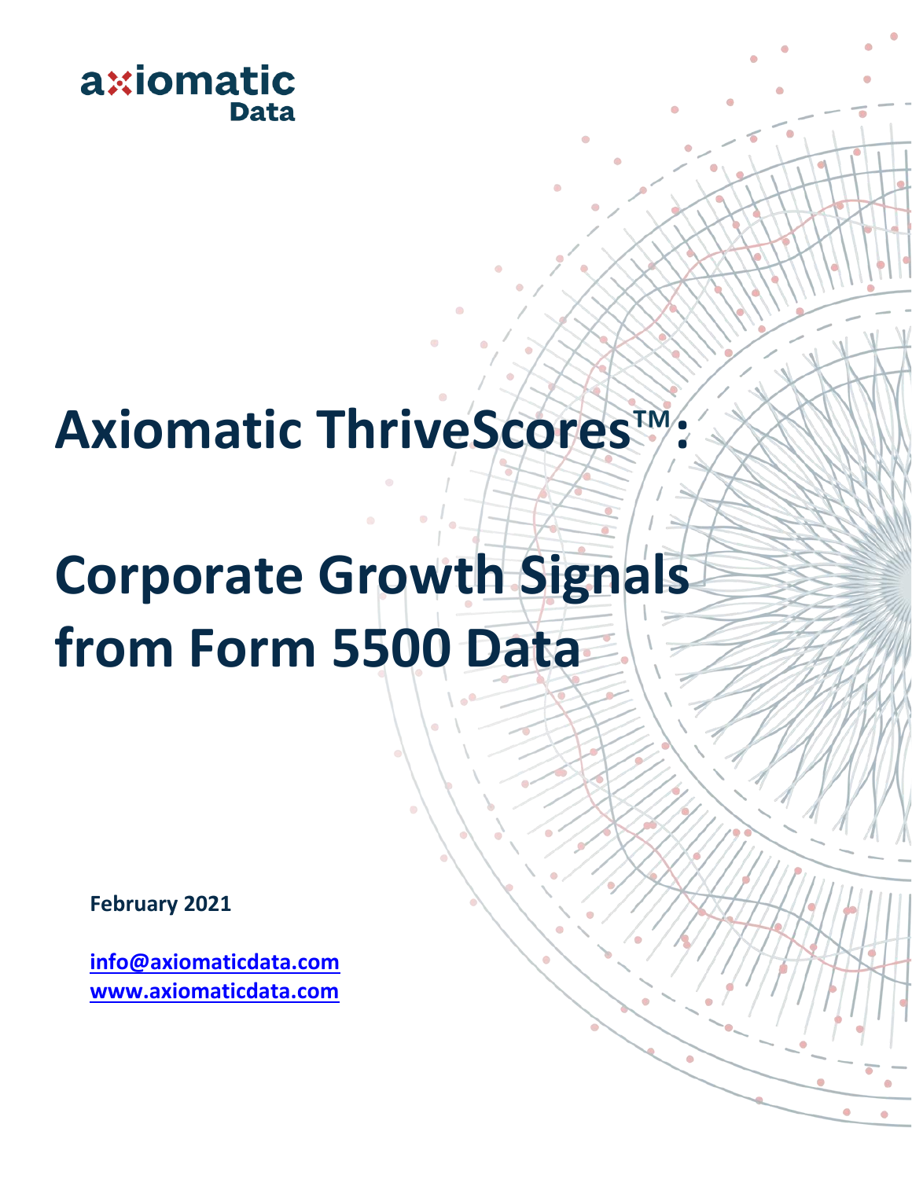axiomatic Data

# Axiomatic ThriveScores™:

# Corporate Growth Signals from Form 5500 Data

**February 2021**

**[info@axiomaticdata.com](mailto:info@axiomaticdata.com)**
**[www.axiomaticdata.com](http://www.axiomaticdata.com)**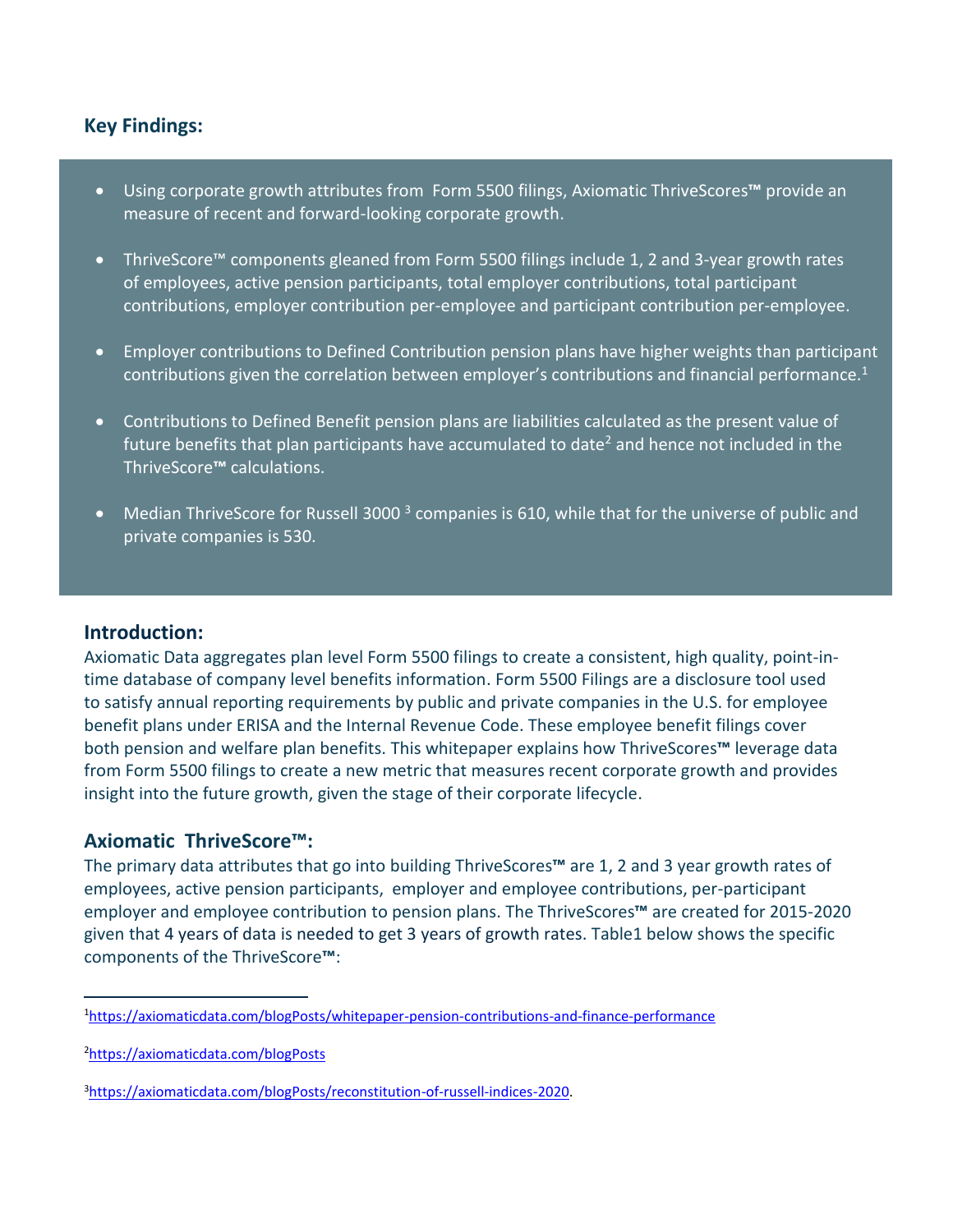## Key Findings:

- Using corporate growth attributes from Form 5500 filings, Axiomatic ThriveScores™ provide an measure of recent and forward-looking corporate growth.
- ThriveScore™ components gleaned from Form 5500 filings include 1, 2 and 3-year growth rates of employees, active pension participants, total employer contributions, total participant contributions, employer contribution per-employee and participant contribution per-employee.
- Employer contributions to Defined Contribution pension plans have higher weights than participant contributions given the correlation between employer's contributions and financial performance.[1]
- Contributions to Defined Benefit pension plans are liabilities calculated as the present value of future benefits that plan participants have accumulated to date[2] and hence not included in the ThriveScore™ calculations.
- Median ThriveScore for Russell 3000 [3] companies is 610, while that for the universe of public and private companies is 530.

## Introduction:

Axiomatic Data aggregates plan level Form 5500 filings to create a consistent, high quality, point-in-time database of company level benefits information. Form 5500 Filings are a disclosure tool used to satisfy annual reporting requirements by public and private companies in the U.S. for employee benefit plans under ERISA and the Internal Revenue Code. These employee benefit filings cover both pension and welfare plan benefits. This whitepaper explains how ThriveScores™ leverage data from Form 5500 filings to create a new metric that measures recent corporate growth and provides insight into the future growth, given the stage of their corporate lifecycle.

## Axiomatic ThriveScore™:

The primary data attributes that go into building ThriveScores™ are 1, 2 and 3 year growth rates of employees, active pension participants, employer and employee contributions, per-participant employer and employee contribution to pension plans. The ThriveScores™ are created for 2015-2020 given that 4 years of data is needed to get 3 years of growth rates. Table1 below shows the specific components of the ThriveScore™:

---

[1] https://axiomaticdata.com/blogPosts/whitepaper-pension-contributions-and-finance-performance

[2] https://axiomaticdata.com/blogPosts

[3] https://axiomaticdata.com/blogPosts/reconstitution-of-russell-indices-2020.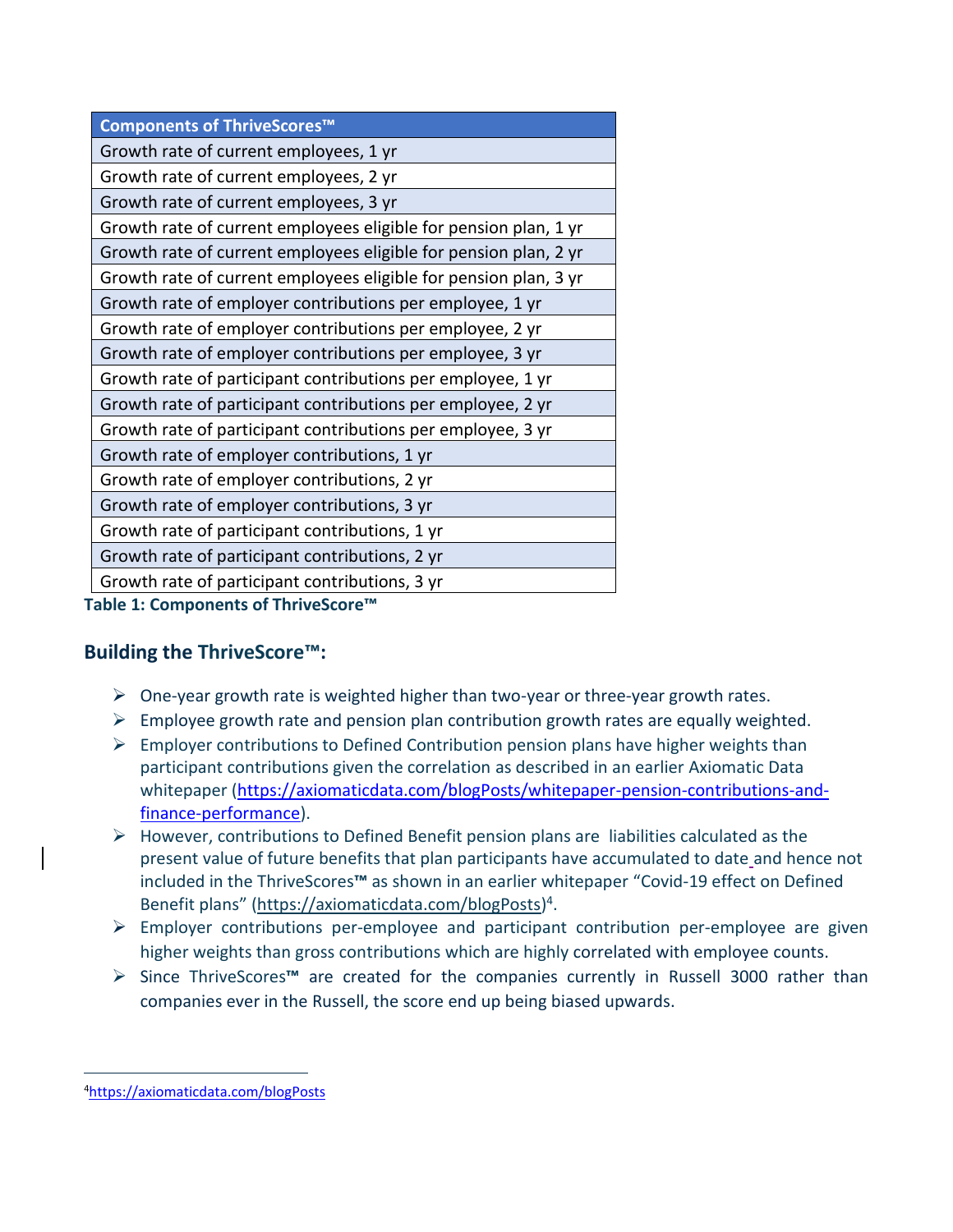| Components of ThriveScores™ |
| --- |
| Growth rate of current employees, 1 yr |
| Growth rate of current employees, 2 yr |
| Growth rate of current employees, 3 yr |
| Growth rate of current employees eligible for pension plan, 1 yr |
| Growth rate of current employees eligible for pension plan, 2 yr |
| Growth rate of current employees eligible for pension plan, 3 yr |
| Growth rate of employer contributions per employee, 1 yr |
| Growth rate of employer contributions per employee, 2 yr |
| Growth rate of employer contributions per employee, 3 yr |
| Growth rate of participant contributions per employee, 1 yr |
| Growth rate of participant contributions per employee, 2 yr |
| Growth rate of participant contributions per employee, 3 yr |
| Growth rate of employer contributions, 1 yr |
| Growth rate of employer contributions, 2 yr |
| Growth rate of employer contributions, 3 yr |
| Growth rate of participant contributions, 1 yr |
| Growth rate of participant contributions, 2 yr |
| Growth rate of participant contributions, 3 yr |

**Table 1: Components of ThriveScore™**

## Building the ThriveScore™:

- One-year growth rate is weighted higher than two-year or three-year growth rates.
- Employee growth rate and pension plan contribution growth rates are equally weighted.
- Employer contributions to Defined Contribution pension plans have higher weights than participant contributions given the correlation as described in an earlier Axiomatic Data whitepaper (https://axiomaticdata.com/blogPosts/whitepaper-pension-contributions-and-finance-performance).
- However, contributions to Defined Benefit pension plans are liabilities calculated as the present value of future benefits that plan participants have accumulated to date and hence not included in the ThriveScores™ as shown in an earlier whitepaper "Covid-19 effect on Defined Benefit plans" (https://axiomaticdata.com/blogPosts)[4].
- Employer contributions per-employee and participant contribution per-employee are given higher weights than gross contributions which are highly correlated with employee counts.
- Since ThriveScores™ are created for the companies currently in Russell 3000 rather than companies ever in the Russell, the score end up being biased upwards.

[4] https://axiomaticdata.com/blogPosts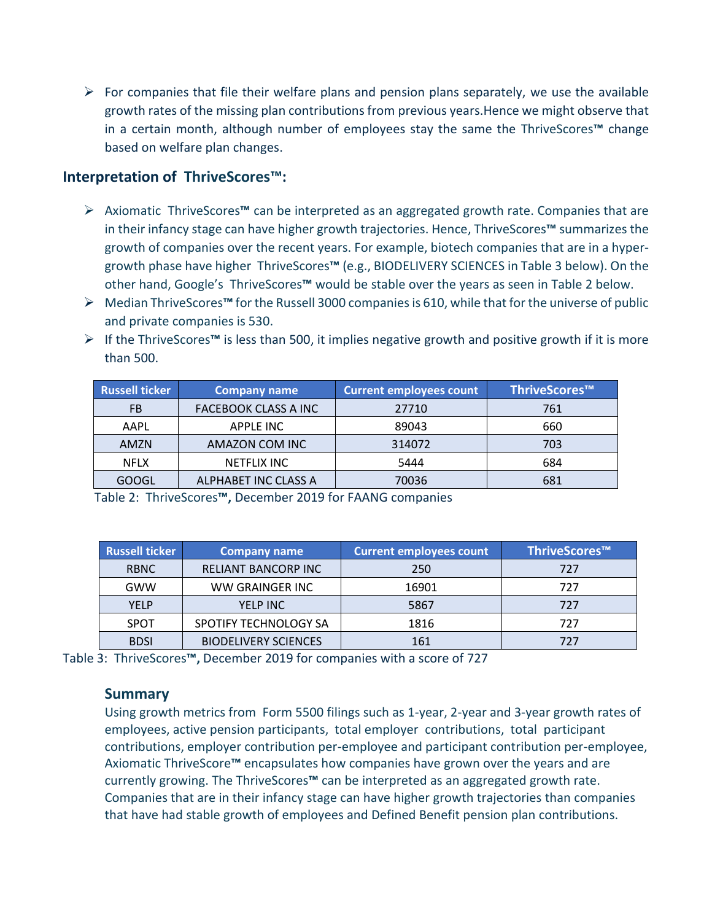- For companies that file their welfare plans and pension plans separately, we use the available growth rates of the missing plan contributions from previous years.Hence we might observe that in a certain month, although number of employees stay the same the ThriveScores™ change based on welfare plan changes.

## Interpretation of ThriveScores™:

- Axiomatic ThriveScores™ can be interpreted as an aggregated growth rate. Companies that are in their infancy stage can have higher growth trajectories. Hence, ThriveScores™ summarizes the growth of companies over the recent years. For example, biotech companies that are in a hyper-growth phase have higher ThriveScores™ (e.g., BIODELIVERY SCIENCES in Table 3 below). On the other hand, Google's ThriveScores™ would be stable over the years as seen in Table 2 below.
- Median ThriveScores™ for the Russell 3000 companies is 610, while that for the universe of public and private companies is 530.
- If the ThriveScores™ is less than 500, it implies negative growth and positive growth if it is more than 500.

| Russell ticker | Company name | Current employees count | ThriveScores™ |
|---|---|---|---|
| FB | FACEBOOK CLASS A INC | 27710 | 761 |
| AAPL | APPLE INC | 89043 | 660 |
| AMZN | AMAZON COM INC | 314072 | 703 |
| NFLX | NETFLIX INC | 5444 | 684 |
| GOOGL | ALPHABET INC CLASS A | 70036 | 681 |

Table 2: ThriveScores™**,** December 2019 for FAANG companies

| Russell ticker | Company name | Current employees count | ThriveScores™ |
|---|---|---|---|
| RBNC | RELIANT BANCORP INC | 250 | 727 |
| GWW | WW GRAINGER INC | 16901 | 727 |
| YELP | YELP INC | 5867 | 727 |
| SPOT | SPOTIFY TECHNOLOGY SA | 1816 | 727 |
| BDSI | BIODELIVERY SCIENCES | 161 | 727 |

Table 3: ThriveScores™**,** December 2019 for companies with a score of 727

### Summary

Using growth metrics from Form 5500 filings such as 1-year, 2-year and 3-year growth rates of employees, active pension participants, total employer contributions, total participant contributions, employer contribution per-employee and participant contribution per-employee, Axiomatic ThriveScore™ encapsulates how companies have grown over the years and are currently growing. The ThriveScores™ can be interpreted as an aggregated growth rate. Companies that are in their infancy stage can have higher growth trajectories than companies that have had stable growth of employees and Defined Benefit pension plan contributions.